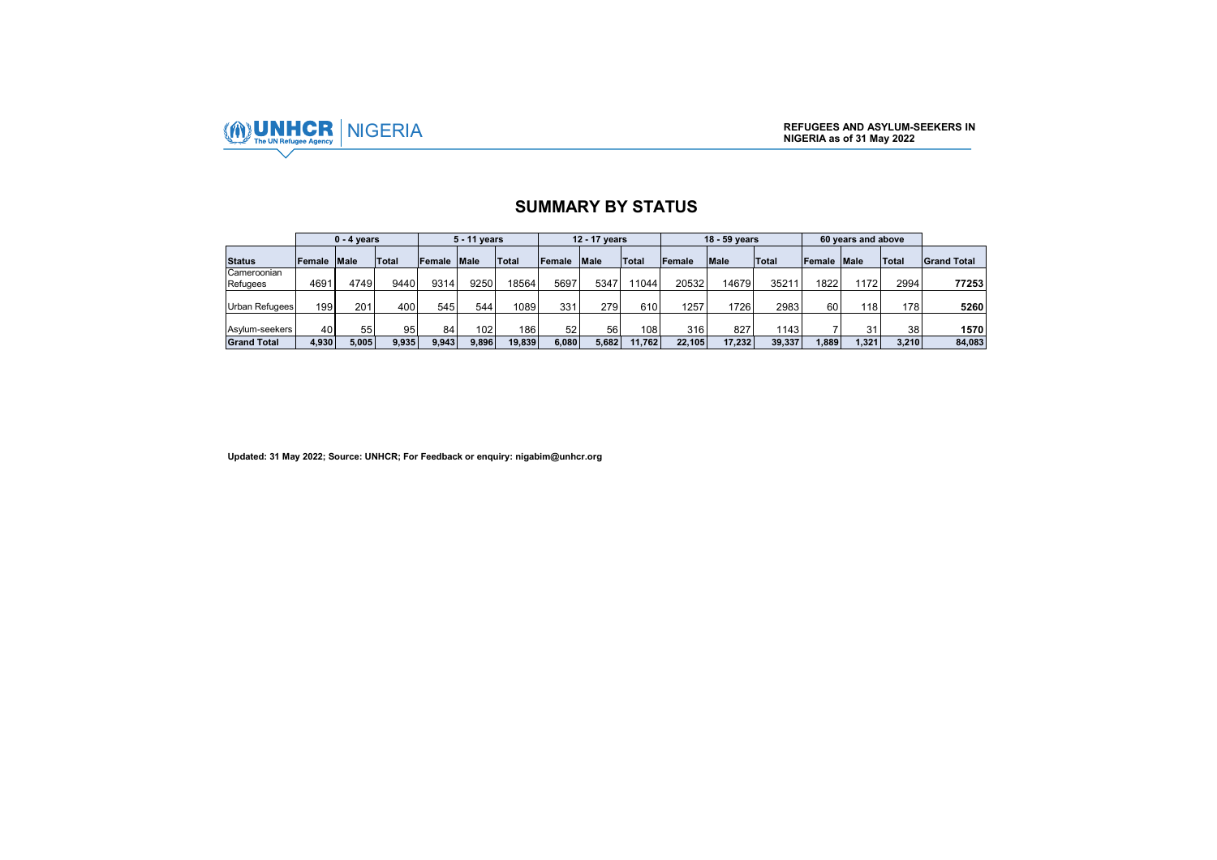UNHCR | NIGERIA

**REFUGEES AND ASYLUM-SEEKERS IN NIGERIA as of 31 May 2022**

## SUMMARY BY STATUS

| | 0 - 4 years | | | 5 - 11 years | | | 12 - 17 years | | | 18 - 59 years | | | 60 years and above | | | |
|---|---|---|---|---|---|---|---|---|---|---|---|---|---|---|---|---|
| **Status** | **Female** | **Male** | **Total** | **Female** | **Male** | **Total** | **Female** | **Male** | **Total** | **Female** | **Male** | **Total** | **Female** | **Male** | **Total** | **Grand Total** |
| Cameroonian Refugees | 4691 | 4749 | 9440 | 9314 | 9250 | 18564 | 5697 | 5347 | 11044 | 20532 | 14679 | 35211 | 1822 | 1172 | 2994 | **77253** |
| Urban Refugees | 199 | 201 | 400 | 545 | 544 | 1089 | 331 | 279 | 610 | 1257 | 1726 | 2983 | 60 | 118 | 178 | **5260** |
| Asylum-seekers | 40 | 55 | 95 | 84 | 102 | 186 | 52 | 56 | 108 | 316 | 827 | 1143 | 7 | 31 | 38 | **1570** |
| **Grand Total** | **4,930** | **5,005** | **9,935** | **9,943** | **9,896** | **19,839** | **6,080** | **5,682** | **11,762** | **22,105** | **17,232** | **39,337** | **1,889** | **1,321** | **3,210** | **84,083** |

**Updated: 31 May 2022; Source: UNHCR; For Feedback or enquiry: nigabim@unhcr.org**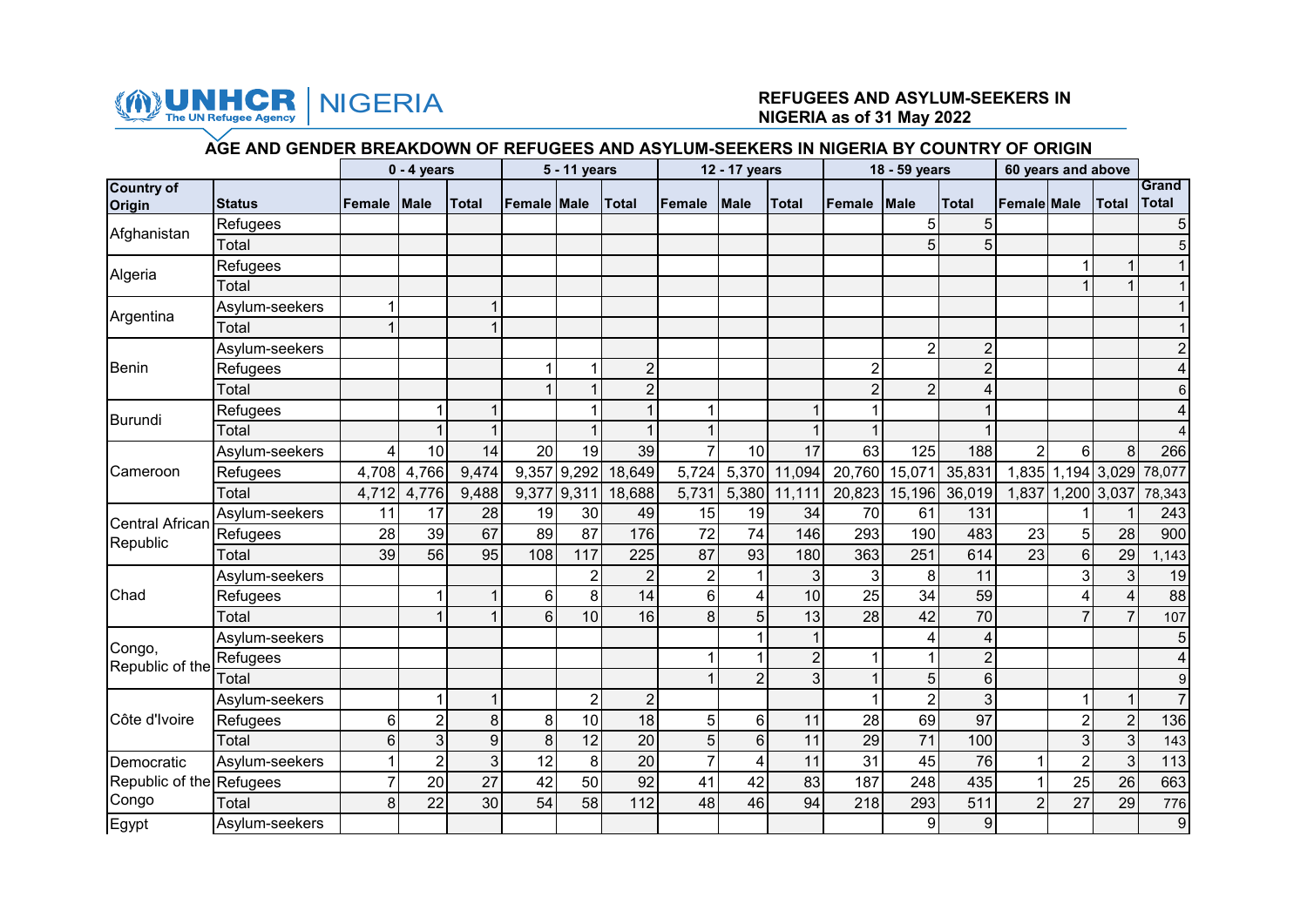UNHCR The UN Refugee Agency | NIGERIA

**REFUGEES AND ASYLUM-SEEKERS IN NIGERIA as of 31 May 2022**

## AGE AND GENDER BREAKDOWN OF REFUGEES AND ASYLUM-SEEKERS IN NIGERIA BY COUNTRY OF ORIGIN

| | | 0 - 4 years | | | 5 - 11 years | | | 12 - 17 years | | | 18 - 59 years | | | 60 years and above | | | |
|---|---|---|---|---|---|---|---|---|---|---|---|---|---|---|---|---|---|
| **Country of Origin** | **Status** | **Female** | **Male** | **Total** | **Female** | **Male** | **Total** | **Female** | **Male** | **Total** | **Female** | **Male** | **Total** | **Female** | **Male** | **Total** | **Grand Total** |
| Afghanistan | Refugees | | | | | | | | | | | 5 | 5 | | | | 5 |
| | Total | | | | | | | | | | | 5 | 5 | | | | 5 |
| Algeria | Refugees | | | | | | | | | | | | | | 1 | 1 | 1 |
| | Total | | | | | | | | | | | | | | 1 | 1 | 1 |
| Argentina | Asylum-seekers | 1 | | 1 | | | | | | | | | | | | | 1 |
| | Total | 1 | | 1 | | | | | | | | | | | | | 1 |
| Benin | Asylum-seekers | | | | | | | | | | | 2 | 2 | | | | 2 |
| | Refugees | | | | 1 | 1 | 2 | | | | 2 | | 2 | | | | 4 |
| | Total | | | | 1 | 1 | 2 | | | | 2 | 2 | 4 | | | | 6 |
| Burundi | Refugees | | 1 | 1 | | 1 | 1 | 1 | | 1 | 1 | | 1 | | | | 4 |
| | Total | | 1 | 1 | | 1 | 1 | 1 | | 1 | 1 | | 1 | | | | 4 |
| Cameroon | Asylum-seekers | 4 | 10 | 14 | 20 | 19 | 39 | 7 | 10 | 17 | 63 | 125 | 188 | 2 | 6 | 8 | 266 |
| | Refugees | 4,708 | 4,766 | 9,474 | 9,357 | 9,292 | 18,649 | 5,724 | 5,370 | 11,094 | 20,760 | 15,071 | 35,831 | 1,835 | 1,194 | 3,029 | 78,077 |
| | Total | 4,712 | 4,776 | 9,488 | 9,377 | 9,311 | 18,688 | 5,731 | 5,380 | 11,111 | 20,823 | 15,196 | 36,019 | 1,837 | 1,200 | 3,037 | 78,343 |
| Central African Republic | Asylum-seekers | 11 | 17 | 28 | 19 | 30 | 49 | 15 | 19 | 34 | 70 | 61 | 131 | | 1 | 1 | 243 |
| | Refugees | 28 | 39 | 67 | 89 | 87 | 176 | 72 | 74 | 146 | 293 | 190 | 483 | 23 | 5 | 28 | 900 |
| | Total | 39 | 56 | 95 | 108 | 117 | 225 | 87 | 93 | 180 | 363 | 251 | 614 | 23 | 6 | 29 | 1,143 |
| Chad | Asylum-seekers | | | | | 2 | 2 | 2 | 1 | 3 | 3 | 8 | 11 | | 3 | 3 | 19 |
| | Refugees | | 1 | 1 | 6 | 8 | 14 | 6 | 4 | 10 | 25 | 34 | 59 | | 4 | 4 | 88 |
| | Total | | 1 | 1 | 6 | 10 | 16 | 8 | 5 | 13 | 28 | 42 | 70 | | 7 | 7 | 107 |
| Congo, Republic of the | Asylum-seekers | | | | | | | | 1 | 1 | | 4 | 4 | | | | 5 |
| | Refugees | | | | | | | 1 | 1 | 2 | 1 | 1 | 2 | | | | 4 |
| | Total | | | | | | | 1 | 2 | 3 | 1 | 5 | 6 | | | | 9 |
| Côte d'Ivoire | Asylum-seekers | | 1 | 1 | | 2 | 2 | | | | 1 | 2 | 3 | | 1 | 1 | 7 |
| | Refugees | 6 | 2 | 8 | 8 | 10 | 18 | 5 | 6 | 11 | 28 | 69 | 97 | | 2 | 2 | 136 |
| | Total | 6 | 3 | 9 | 8 | 12 | 20 | 5 | 6 | 11 | 29 | 71 | 100 | | 3 | 3 | 143 |
| Democratic Republic of the Congo | Asylum-seekers | 1 | 2 | 3 | 12 | 8 | 20 | 7 | 4 | 11 | 31 | 45 | 76 | 1 | 2 | 3 | 113 |
| | Refugees | 7 | 20 | 27 | 42 | 50 | 92 | 41 | 42 | 83 | 187 | 248 | 435 | 1 | 25 | 26 | 663 |
| | Total | 8 | 22 | 30 | 54 | 58 | 112 | 48 | 46 | 94 | 218 | 293 | 511 | 2 | 27 | 29 | 776 |
| Egypt | Asylum-seekers | | | | | | | | | | | 9 | 9 | | | | 9 |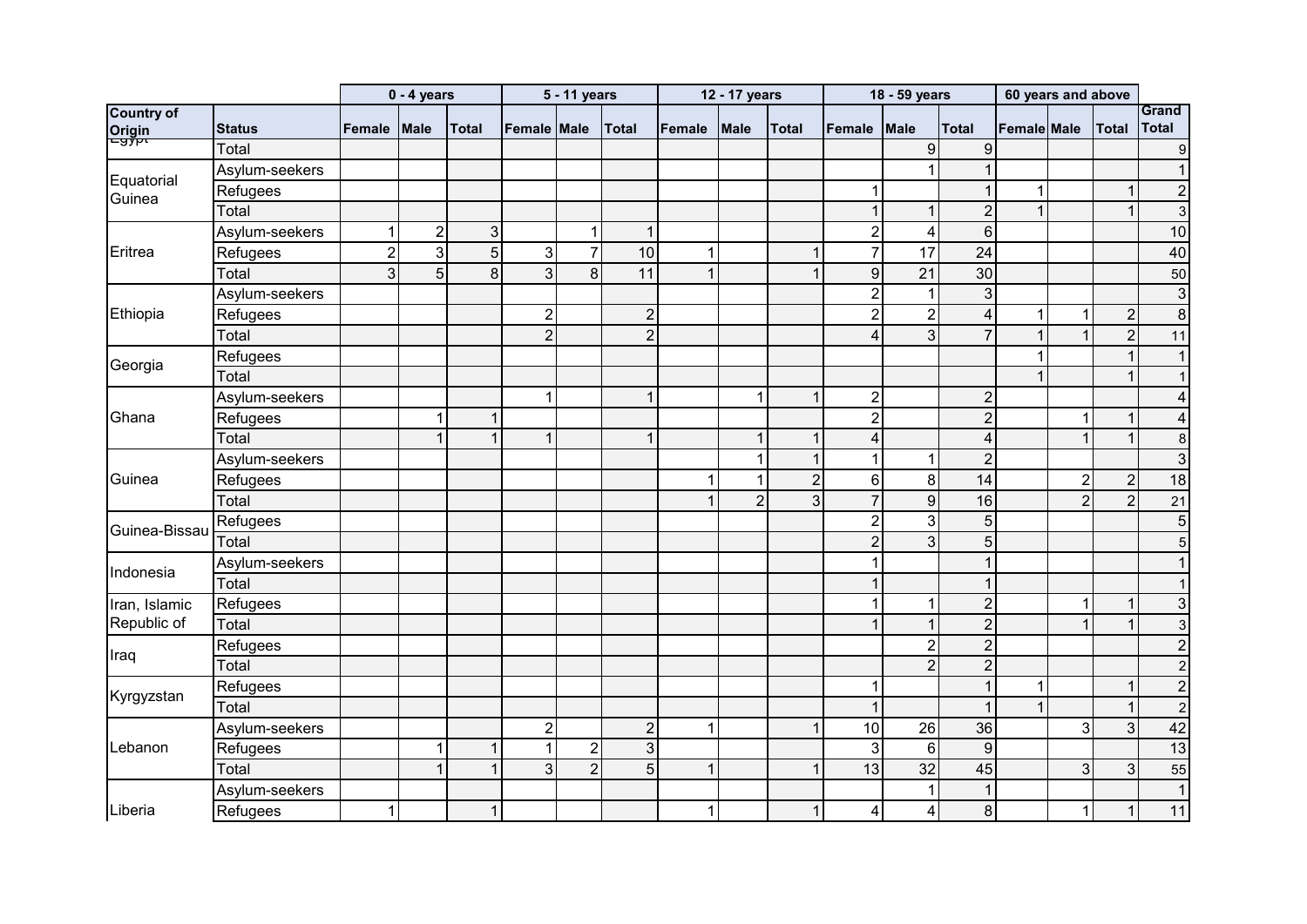|  |  | 0 - 4 years | | | 5 - 11 years | | | 12 - 17 years | | | 18 - 59 years | | | 60 years and above | | | |
|---|---|---|---|---|---|---|---|---|---|---|---|---|---|---|---|---|---|
| Country of Origin | Status | Female | Male | Total | Female | Male | Total | Female | Male | Total | Female | Male | Total | Female | Male | Total | Grand Total |
| Egypt | Total |  |  |  |  |  |  |  |  |  |  | 9 | 9 |  |  |  | 9 |
| Equatorial Guinea | Asylum-seekers |  |  |  |  |  |  |  |  |  |  | 1 | 1 |  |  |  | 1 |
|  | Refugees |  |  |  |  |  |  |  |  |  | 1 |  | 1 | 1 |  | 1 | 2 |
|  | Total |  |  |  |  |  |  |  |  |  | 1 | 1 | 2 | 1 |  | 1 | 3 |
| Eritrea | Asylum-seekers | 1 | 2 | 3 |  | 1 | 1 |  |  |  | 2 | 4 | 6 |  |  |  | 10 |
|  | Refugees | 2 | 3 | 5 | 3 | 7 | 10 | 1 |  | 1 | 7 | 17 | 24 |  |  |  | 40 |
|  | Total | 3 | 5 | 8 | 3 | 8 | 11 | 1 |  | 1 | 9 | 21 | 30 |  |  |  | 50 |
| Ethiopia | Asylum-seekers |  |  |  |  |  |  |  |  |  | 2 | 1 | 3 |  |  |  | 3 |
|  | Refugees |  |  |  | 2 |  | 2 |  |  |  | 2 | 2 | 4 | 1 | 1 | 2 | 8 |
|  | Total |  |  |  | 2 |  | 2 |  |  |  | 4 | 3 | 7 | 1 | 1 | 2 | 11 |
| Georgia | Refugees |  |  |  |  |  |  |  |  |  |  |  |  | 1 |  | 1 | 1 |
|  | Total |  |  |  |  |  |  |  |  |  |  |  |  | 1 |  | 1 | 1 |
| Ghana | Asylum-seekers |  |  |  | 1 |  | 1 |  | 1 | 1 | 2 |  | 2 |  |  |  | 4 |
|  | Refugees |  | 1 | 1 |  |  |  |  |  |  | 2 |  | 2 |  | 1 | 1 | 4 |
|  | Total |  | 1 | 1 | 1 |  | 1 |  | 1 | 1 | 4 |  | 4 |  | 1 | 1 | 8 |
| Guinea | Asylum-seekers |  |  |  |  |  |  |  | 1 | 1 | 1 | 1 | 2 |  |  |  | 3 |
|  | Refugees |  |  |  |  |  |  | 1 | 1 | 2 | 6 | 8 | 14 |  | 2 | 2 | 18 |
|  | Total |  |  |  |  |  |  | 1 | 2 | 3 | 7 | 9 | 16 |  | 2 | 2 | 21 |
| Guinea-Bissau | Refugees |  |  |  |  |  |  |  |  |  | 2 | 3 | 5 |  |  |  | 5 |
|  | Total |  |  |  |  |  |  |  |  |  | 2 | 3 | 5 |  |  |  | 5 |
| Indonesia | Asylum-seekers |  |  |  |  |  |  |  |  |  | 1 |  | 1 |  |  |  | 1 |
|  | Total |  |  |  |  |  |  |  |  |  | 1 |  | 1 |  |  |  | 1 |
| Iran, Islamic Republic of | Refugees |  |  |  |  |  |  |  |  |  | 1 | 1 | 2 |  | 1 | 1 | 3 |
|  | Total |  |  |  |  |  |  |  |  |  | 1 | 1 | 2 |  | 1 | 1 | 3 |
| Iraq | Refugees |  |  |  |  |  |  |  |  |  |  | 2 | 2 |  |  |  | 2 |
|  | Total |  |  |  |  |  |  |  |  |  |  | 2 | 2 |  |  |  | 2 |
| Kyrgyzstan | Refugees |  |  |  |  |  |  |  |  |  | 1 |  | 1 | 1 |  | 1 | 2 |
|  | Total |  |  |  |  |  |  |  |  |  | 1 |  | 1 | 1 |  | 1 | 2 |
| Lebanon | Asylum-seekers |  |  |  | 2 |  | 2 | 1 |  | 1 | 10 | 26 | 36 |  | 3 | 3 | 42 |
|  | Refugees |  | 1 | 1 | 1 | 2 | 3 |  |  |  | 3 | 6 | 9 |  |  |  | 13 |
|  | Total |  | 1 | 1 | 3 | 2 | 5 | 1 |  | 1 | 13 | 32 | 45 |  | 3 | 3 | 55 |
| Liberia | Asylum-seekers |  |  |  |  |  |  |  |  |  |  | 1 | 1 |  |  |  | 1 |
|  | Refugees | 1 |  | 1 |  |  |  | 1 |  | 1 | 4 | 4 | 8 |  | 1 | 1 | 11 |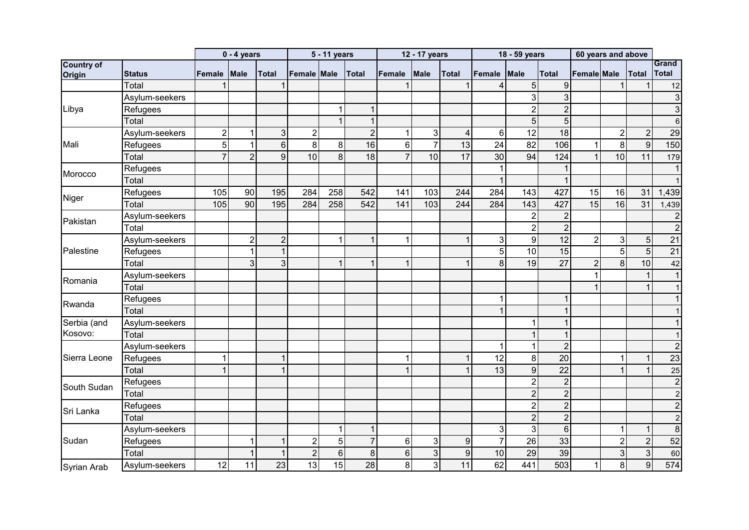| | | 0 - 4 years | | | 5 - 11 years | | | 12 - 17 years | | | 18 - 59 years | | | 60 years and above | | | |
|---|---|---|---|---|---|---|---|---|---|---|---|---|---|---|---|---|---|
| Country of Origin | Status | Female | Male | Total | Female | Male | Total | Female | Male | Total | Female | Male | Total | Female | Male | Total | Grand Total |
| | Total | 1 | | 1 | | | | 1 | | 1 | 4 | 5 | 9 | | 1 | 1 | 12 |
| Libya | Asylum-seekers | | | | | | | | | | | 3 | 3 | | | | 3 |
| | Refugees | | | | | 1 | 1 | | | | | 2 | 2 | | | | 3 |
| | Total | | | | | 1 | 1 | | | | | 5 | 5 | | | | 6 |
| Mali | Asylum-seekers | 2 | 1 | 3 | 2 | | 2 | 1 | 3 | 4 | 6 | 12 | 18 | | 2 | 2 | 29 |
| | Refugees | 5 | 1 | 6 | 8 | 8 | 16 | 6 | 7 | 13 | 24 | 82 | 106 | 1 | 8 | 9 | 150 |
| | Total | 7 | 2 | 9 | 10 | 8 | 18 | 7 | 10 | 17 | 30 | 94 | 124 | 1 | 10 | 11 | 179 |
| Morocco | Refugees | | | | | | | | | | 1 | | 1 | | | | 1 |
| | Total | | | | | | | | | | 1 | | 1 | | | | 1 |
| Niger | Refugees | 105 | 90 | 195 | 284 | 258 | 542 | 141 | 103 | 244 | 284 | 143 | 427 | 15 | 16 | 31 | 1,439 |
| | Total | 105 | 90 | 195 | 284 | 258 | 542 | 141 | 103 | 244 | 284 | 143 | 427 | 15 | 16 | 31 | 1,439 |
| Pakistan | Asylum-seekers | | | | | | | | | | | 2 | 2 | | | | 2 |
| | Total | | | | | | | | | | | 2 | 2 | | | | 2 |
| Palestine | Asylum-seekers | | 2 | 2 | | 1 | 1 | 1 | | 1 | 3 | 9 | 12 | 2 | 3 | 5 | 21 |
| | Refugees | | 1 | 1 | | | | | | | 5 | 10 | 15 | | 5 | 5 | 21 |
| | Total | | 3 | 3 | | 1 | 1 | 1 | | 1 | 8 | 19 | 27 | 2 | 8 | 10 | 42 |
| Romania | Asylum-seekers | | | | | | | | | | | | | 1 | | 1 | 1 |
| | Total | | | | | | | | | | | | | 1 | | 1 | 1 |
| Rwanda | Refugees | | | | | | | | | | 1 | | 1 | | | | 1 |
| | Total | | | | | | | | | | 1 | | 1 | | | | 1 |
| Serbia (and Kosovo: | Asylum-seekers | | | | | | | | | | | 1 | 1 | | | | 1 |
| | Total | | | | | | | | | | | 1 | 1 | | | | 1 |
| Sierra Leone | Asylum-seekers | | | | | | | | | | 1 | 1 | 2 | | | | 2 |
| | Refugees | 1 | | 1 | | | | 1 | | 1 | 12 | 8 | 20 | | 1 | 1 | 23 |
| | Total | 1 | | 1 | | | | 1 | | 1 | 13 | 9 | 22 | | 1 | 1 | 25 |
| South Sudan | Refugees | | | | | | | | | | | 2 | 2 | | | | 2 |
| | Total | | | | | | | | | | | 2 | 2 | | | | 2 |
| Sri Lanka | Refugees | | | | | | | | | | | 2 | 2 | | | | 2 |
| | Total | | | | | | | | | | | 2 | 2 | | | | 2 |
| Sudan | Asylum-seekers | | | | | 1 | 1 | | | | 3 | 3 | 6 | | 1 | 1 | 8 |
| | Refugees | | 1 | 1 | 2 | 5 | 7 | 6 | 3 | 9 | 7 | 26 | 33 | | 2 | 2 | 52 |
| | Total | | 1 | 1 | 2 | 6 | 8 | 6 | 3 | 9 | 10 | 29 | 39 | | 3 | 3 | 60 |
| Syrian Arab | Asylum-seekers | 12 | 11 | 23 | 13 | 15 | 28 | 8 | 3 | 11 | 62 | 441 | 503 | 1 | 8 | 9 | 574 |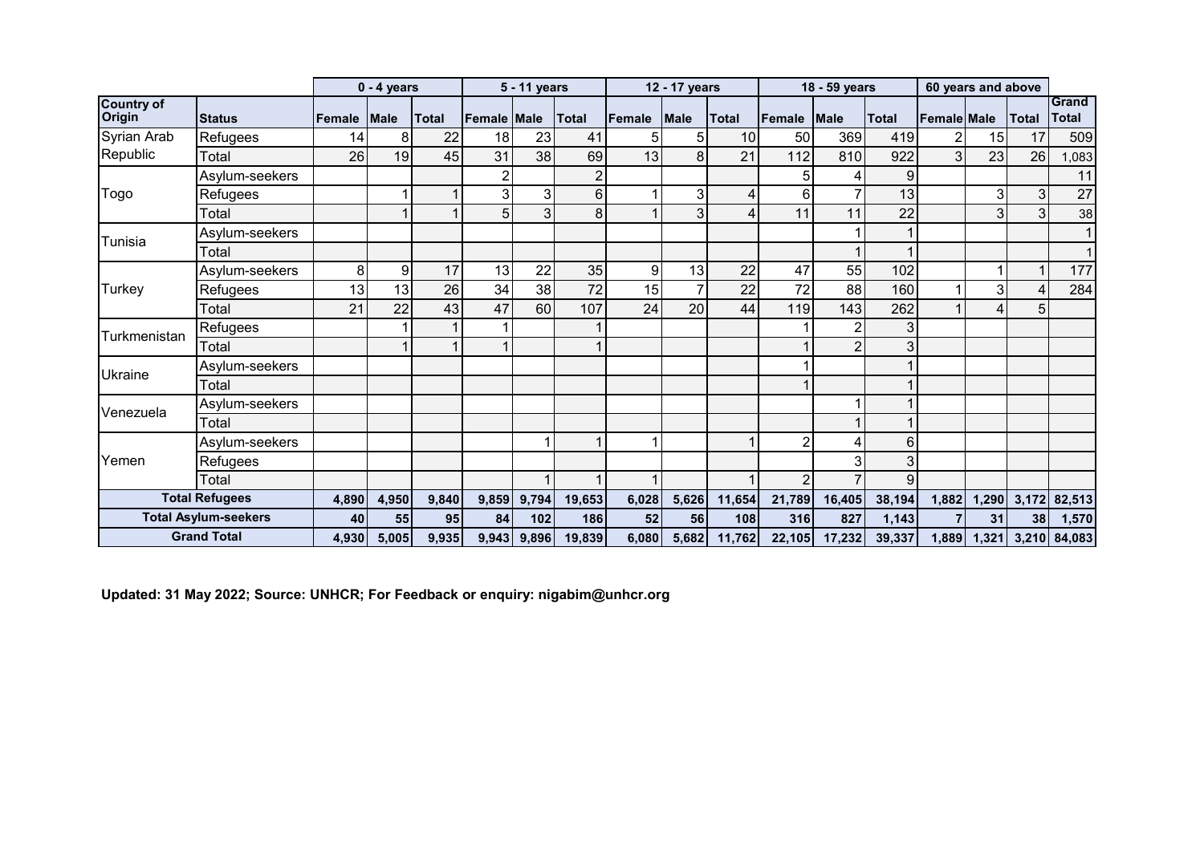| Country of Origin | Status | 0 - 4 years | | | 5 - 11 years | | | 12 - 17 years | | | 18 - 59 years | | | 60 years and above | | | Grand Total |
|---|---|---|---|---|---|---|---|---|---|---|---|---|---|---|---|---|---|
| | | Female | Male | Total | Female | Male | Total | Female | Male | Total | Female | Male | Total | Female | Male | Total | |
| Syrian Arab Republic | Refugees | 14 | 8 | 22 | 18 | 23 | 41 | 5 | 5 | 10 | 50 | 369 | 419 | 2 | 15 | 17 | 509 |
| | Total | 26 | 19 | 45 | 31 | 38 | 69 | 13 | 8 | 21 | 112 | 810 | 922 | 3 | 23 | 26 | 1,083 |
| Togo | Asylum-seekers | | | | 2 | | 2 | | | | 5 | 4 | 9 | | | | 11 |
| | Refugees | | 1 | 1 | 3 | 3 | 6 | 1 | 3 | 4 | 6 | 7 | 13 | | 3 | 3 | 27 |
| | Total | | 1 | 1 | 5 | 3 | 8 | 1 | 3 | 4 | 11 | 11 | 22 | | 3 | 3 | 38 |
| Tunisia | Asylum-seekers | | | | | | | | | | | 1 | 1 | | | | 1 |
| | Total | | | | | | | | | | | 1 | 1 | | | | 1 |
| Turkey | Asylum-seekers | 8 | 9 | 17 | 13 | 22 | 35 | 9 | 13 | 22 | 47 | 55 | 102 | | 1 | 1 | 177 |
| | Refugees | 13 | 13 | 26 | 34 | 38 | 72 | 15 | 7 | 22 | 72 | 88 | 160 | 1 | 3 | 4 | 284 |
| | Total | 21 | 22 | 43 | 47 | 60 | 107 | 24 | 20 | 44 | 119 | 143 | 262 | 1 | 4 | 5 | |
| Turkmenistan | Refugees | | 1 | 1 | 1 | | 1 | | | | 1 | 2 | 3 | | | | |
| | Total | | 1 | 1 | 1 | | 1 | | | | 1 | 2 | 3 | | | | |
| Ukraine | Asylum-seekers | | | | | | | | | | 1 | | 1 | | | | |
| | Total | | | | | | | | | | 1 | | 1 | | | | |
| Venezuela | Asylum-seekers | | | | | | | | | | | 1 | 1 | | | | |
| | Total | | | | | | | | | | | 1 | 1 | | | | |
| Yemen | Asylum-seekers | | | | | 1 | 1 | 1 | | 1 | 2 | 4 | 6 | | | | |
| | Refugees | | | | | | | | | | | 3 | 3 | | | | |
| | Total | | | | | 1 | 1 | 1 | | 1 | 2 | 7 | 9 | | | | |
| **Total Refugees** | | **4,890** | **4,950** | **9,840** | **9,859** | **9,794** | **19,653** | **6,028** | **5,626** | **11,654** | **21,789** | **16,405** | **38,194** | **1,882** | **1,290** | **3,172** | **82,513** |
| **Total Asylum-seekers** | | **40** | **55** | **95** | **84** | **102** | **186** | **52** | **56** | **108** | **316** | **827** | **1,143** | **7** | **31** | **38** | **1,570** |
| **Grand Total** | | **4,930** | **5,005** | **9,935** | **9,943** | **9,896** | **19,839** | **6,080** | **5,682** | **11,762** | **22,105** | **17,232** | **39,337** | **1,889** | **1,321** | **3,210** | **84,083** |

**Updated: 31 May 2022; Source: UNHCR; For Feedback or enquiry: nigabim@unhcr.org**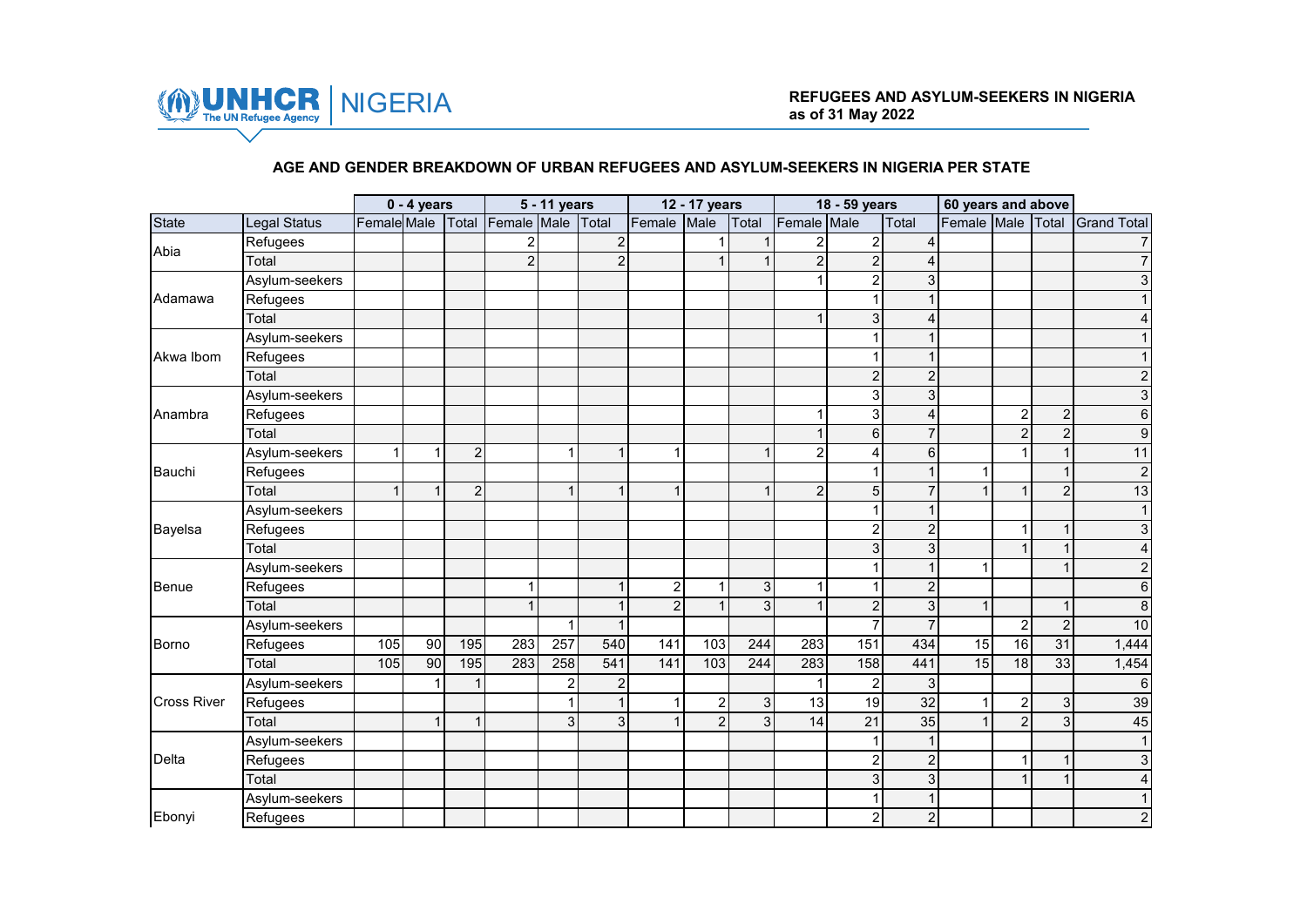UNHCR NIGERIA

**REFUGEES AND ASYLUM-SEEKERS IN NIGERIA as of 31 May 2022**

## AGE AND GENDER BREAKDOWN OF URBAN REFUGEES AND ASYLUM-SEEKERS IN NIGERIA PER STATE

| | | 0 - 4 years | | | 5 - 11 years | | | 12 - 17 years | | | 18 - 59 years | | | 60 years and above | | | |
|---|---|---|---|---|---|---|---|---|---|---|---|---|---|---|---|---|---|
| State | Legal Status | Female | Male | Total | Female | Male | Total | Female | Male | Total | Female | Male | Total | Female | Male | Total | Grand Total |
| Abia | Refugees | | | | 2 | | 2 | | 1 | 1 | 2 | 2 | 4 | | | | 7 |
| | Total | | | | 2 | | 2 | | 1 | 1 | 2 | 2 | 4 | | | | 7 |
| Adamawa | Asylum-seekers | | | | | | | | | | 1 | 2 | 3 | | | | 3 |
| | Refugees | | | | | | | | | | | 1 | 1 | | | | 1 |
| | Total | | | | | | | | | | 1 | 3 | 4 | | | | 4 |
| Akwa Ibom | Asylum-seekers | | | | | | | | | | | 1 | 1 | | | | 1 |
| | Refugees | | | | | | | | | | | 1 | 1 | | | | 1 |
| | Total | | | | | | | | | | | 2 | 2 | | | | 2 |
| Anambra | Asylum-seekers | | | | | | | | | | | 3 | 3 | | | | 3 |
| | Refugees | | | | | | | | | | 1 | 3 | 4 | | 2 | 2 | 6 |
| | Total | | | | | | | | | | 1 | 6 | 7 | | 2 | 2 | 9 |
| Bauchi | Asylum-seekers | 1 | 1 | 2 | | 1 | 1 | 1 | | 1 | 2 | 4 | 6 | | 1 | 1 | 11 |
| | Refugees | | | | | | | | | | | 1 | 1 | 1 | | 1 | 2 |
| | Total | 1 | 1 | 2 | | 1 | 1 | 1 | | 1 | 2 | 5 | 7 | 1 | 1 | 2 | 13 |
| Bayelsa | Asylum-seekers | | | | | | | | | | | 1 | 1 | | | | 1 |
| | Refugees | | | | | | | | | | | 2 | 2 | | 1 | 1 | 3 |
| | Total | | | | | | | | | | | 3 | 3 | | 1 | 1 | 4 |
| Benue | Asylum-seekers | | | | | | | | | | | 1 | 1 | 1 | | 1 | 2 |
| | Refugees | | | | 1 | | 1 | 2 | 1 | 3 | 1 | 1 | 2 | | | | 6 |
| | Total | | | | 1 | | 1 | 2 | 1 | 3 | 1 | 2 | 3 | 1 | | 1 | 8 |
| Borno | Asylum-seekers | | | | | 1 | 1 | | | | | 7 | 7 | | 2 | 2 | 10 |
| | Refugees | 105 | 90 | 195 | 283 | 257 | 540 | 141 | 103 | 244 | 283 | 151 | 434 | 15 | 16 | 31 | 1,444 |
| | Total | 105 | 90 | 195 | 283 | 258 | 541 | 141 | 103 | 244 | 283 | 158 | 441 | 15 | 18 | 33 | 1,454 |
| Cross River | Asylum-seekers | | 1 | 1 | | 2 | 2 | | | | 1 | 2 | 3 | | | | 6 |
| | Refugees | | | | | 1 | 1 | 1 | 2 | 3 | 13 | 19 | 32 | 1 | 2 | 3 | 39 |
| | Total | | 1 | 1 | | 3 | 3 | 1 | 2 | 3 | 14 | 21 | 35 | 1 | 2 | 3 | 45 |
| Delta | Asylum-seekers | | | | | | | | | | | 1 | 1 | | | | 1 |
| | Refugees | | | | | | | | | | | 2 | 2 | | 1 | 1 | 3 |
| | Total | | | | | | | | | | | 3 | 3 | | 1 | 1 | 4 |
| Ebonyi | Asylum-seekers | | | | | | | | | | | 1 | 1 | | | | 1 |
| | Refugees | | | | | | | | | | | 2 | 2 | | | | 2 |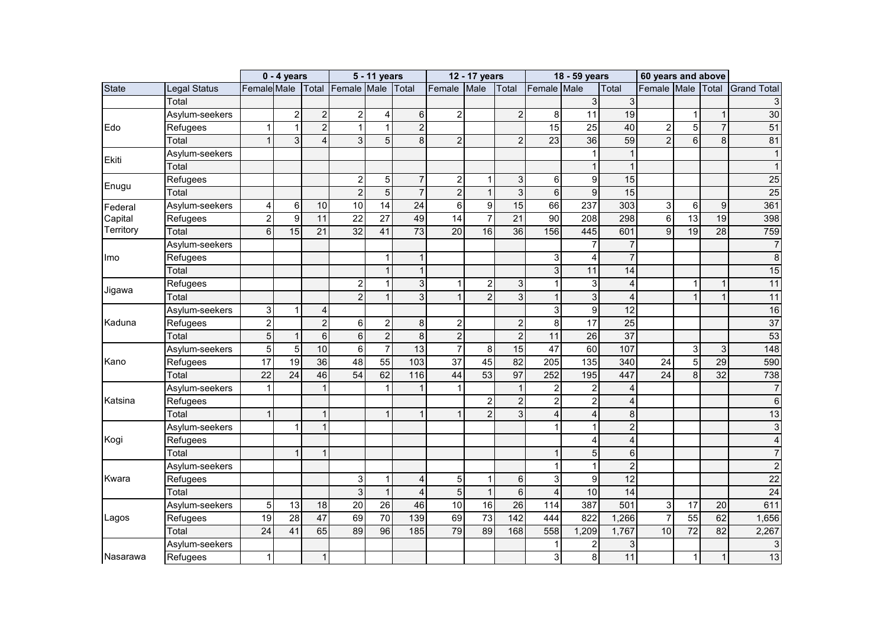| | | 0 - 4 years | | | 5 - 11 years | | | 12 - 17 years | | | 18 - 59 years | | | 60 years and above | | | |
|---|---|---|---|---|---|---|---|---|---|---|---|---|---|---|---|---|---|
| State | Legal Status | Female | Male | Total | Female | Male | Total | Female | Male | Total | Female | Male | Total | Female | Male | Total | Grand Total |
| | Total | | | | | | | | | | | 3 | 3 | | | | 3 |
| Edo | Asylum-seekers | | 2 | 2 | 2 | 4 | 6 | 2 | | 2 | 8 | 11 | 19 | | 1 | 1 | 30 |
| | Refugees | 1 | 1 | 2 | 1 | 1 | 2 | | | | 15 | 25 | 40 | 2 | 5 | 7 | 51 |
| | Total | 1 | 3 | 4 | 3 | 5 | 8 | 2 | | 2 | 23 | 36 | 59 | 2 | 6 | 8 | 81 |
| Ekiti | Asylum-seekers | | | | | | | | | | | 1 | 1 | | | | 1 |
| | Total | | | | | | | | | | | 1 | 1 | | | | 1 |
| Enugu | Refugees | | | | 2 | 5 | 7 | 2 | 1 | 3 | 6 | 9 | 15 | | | | 25 |
| | Total | | | | 2 | 5 | 7 | 2 | 1 | 3 | 6 | 9 | 15 | | | | 25 |
| Federal Capital Territory | Asylum-seekers | 4 | 6 | 10 | 10 | 14 | 24 | 6 | 9 | 15 | 66 | 237 | 303 | 3 | 6 | 9 | 361 |
| | Refugees | 2 | 9 | 11 | 22 | 27 | 49 | 14 | 7 | 21 | 90 | 208 | 298 | 6 | 13 | 19 | 398 |
| | Total | 6 | 15 | 21 | 32 | 41 | 73 | 20 | 16 | 36 | 156 | 445 | 601 | 9 | 19 | 28 | 759 |
| Imo | Asylum-seekers | | | | | | | | | | | 7 | 7 | | | | 7 |
| | Refugees | | | | | 1 | 1 | | | | 3 | 4 | 7 | | | | 8 |
| | Total | | | | | 1 | 1 | | | | 3 | 11 | 14 | | | | 15 |
| Jigawa | Refugees | | | | 2 | 1 | 3 | 1 | 2 | 3 | 1 | 3 | 4 | | 1 | 1 | 11 |
| | Total | | | | 2 | 1 | 3 | 1 | 2 | 3 | 1 | 3 | 4 | | 1 | 1 | 11 |
| Kaduna | Asylum-seekers | 3 | 1 | 4 | | | | | | | 3 | 9 | 12 | | | | 16 |
| | Refugees | 2 | | 2 | 6 | 2 | 8 | 2 | | 2 | 8 | 17 | 25 | | | | 37 |
| | Total | 5 | 1 | 6 | 6 | 2 | 8 | 2 | | 2 | 11 | 26 | 37 | | | | 53 |
| Kano | Asylum-seekers | 5 | 5 | 10 | 6 | 7 | 13 | 7 | 8 | 15 | 47 | 60 | 107 | | 3 | 3 | 148 |
| | Refugees | 17 | 19 | 36 | 48 | 55 | 103 | 37 | 45 | 82 | 205 | 135 | 340 | 24 | 5 | 29 | 590 |
| | Total | 22 | 24 | 46 | 54 | 62 | 116 | 44 | 53 | 97 | 252 | 195 | 447 | 24 | 8 | 32 | 738 |
| Katsina | Asylum-seekers | 1 | | 1 | | 1 | 1 | 1 | | 1 | 2 | 2 | 4 | | | | 7 |
| | Refugees | | | | | | | | 2 | 2 | 2 | 2 | 4 | | | | 6 |
| | Total | 1 | | 1 | | 1 | 1 | 1 | 2 | 3 | 4 | 4 | 8 | | | | 13 |
| Kogi | Asylum-seekers | | 1 | 1 | | | | | | | 1 | 1 | 2 | | | | 3 |
| | Refugees | | | | | | | | | | | 4 | 4 | | | | 4 |
| | Total | | 1 | 1 | | | | | | | 1 | 5 | 6 | | | | 7 |
| Kwara | Asylum-seekers | | | | | | | | | | 1 | 1 | 2 | | | | 2 |
| | Refugees | | | | 3 | 1 | 4 | 5 | 1 | 6 | 3 | 9 | 12 | | | | 22 |
| | Total | | | | 3 | 1 | 4 | 5 | 1 | 6 | 4 | 10 | 14 | | | | 24 |
| Lagos | Asylum-seekers | 5 | 13 | 18 | 20 | 26 | 46 | 10 | 16 | 26 | 114 | 387 | 501 | 3 | 17 | 20 | 611 |
| | Refugees | 19 | 28 | 47 | 69 | 70 | 139 | 69 | 73 | 142 | 444 | 822 | 1,266 | 7 | 55 | 62 | 1,656 |
| | Total | 24 | 41 | 65 | 89 | 96 | 185 | 79 | 89 | 168 | 558 | 1,209 | 1,767 | 10 | 72 | 82 | 2,267 |
| Nasarawa | Asylum-seekers | | | | | | | | | | 1 | 2 | 3 | | | | 3 |
| | Refugees | 1 | | 1 | | | | | | | 3 | 8 | 11 | | 1 | 1 | 13 |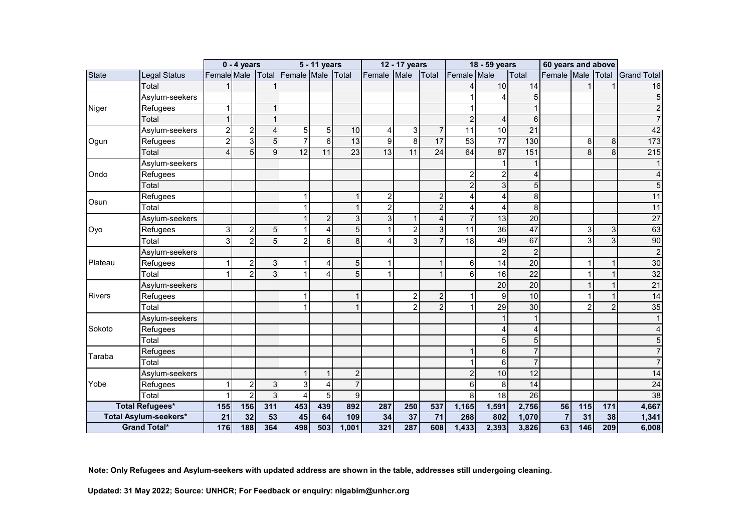| State | Legal Status | 0 - 4 years | | | 5 - 11 years | | | 12 - 17 years | | | 18 - 59 years | | | 60 years and above | | | Grand Total |
|---|---|---|---|---|---|---|---|---|---|---|---|---|---|---|---|---|---|
| | | Female | Male | Total | Female | Male | Total | Female | Male | Total | Female | Male | Total | Female | Male | Total | |
| | Total | 1 | | 1 | | | | | | | 4 | 10 | 14 | | 1 | 1 | 16 |
| Niger | Asylum-seekers | | | | | | | | | | 1 | 4 | 5 | | | | 5 |
| | Refugees | 1 | | 1 | | | | | | | 1 | | 1 | | | | 2 |
| | Total | 1 | | 1 | | | | | | | 2 | 4 | 6 | | | | 7 |
| Ogun | Asylum-seekers | 2 | 2 | 4 | 5 | 5 | 10 | 4 | 3 | 7 | 11 | 10 | 21 | | | | 42 |
| | Refugees | 2 | 3 | 5 | 7 | 6 | 13 | 9 | 8 | 17 | 53 | 77 | 130 | | 8 | 8 | 173 |
| | Total | 4 | 5 | 9 | 12 | 11 | 23 | 13 | 11 | 24 | 64 | 87 | 151 | | 8 | 8 | 215 |
| Ondo | Asylum-seekers | | | | | | | | | | | 1 | 1 | | | | 1 |
| | Refugees | | | | | | | | | | 2 | 2 | 4 | | | | 4 |
| | Total | | | | | | | | | | 2 | 3 | 5 | | | | 5 |
| Osun | Refugees | | | | 1 | | 1 | 2 | | 2 | 4 | 4 | 8 | | | | 11 |
| | Total | | | | 1 | | 1 | 2 | | 2 | 4 | 4 | 8 | | | | 11 |
| Oyo | Asylum-seekers | | | | 1 | 2 | 3 | 3 | 1 | 4 | 7 | 13 | 20 | | | | 27 |
| | Refugees | 3 | 2 | 5 | 1 | 4 | 5 | 1 | 2 | 3 | 11 | 36 | 47 | | 3 | 3 | 63 |
| | Total | 3 | 2 | 5 | 2 | 6 | 8 | 4 | 3 | 7 | 18 | 49 | 67 | | 3 | 3 | 90 |
| Plateau | Asylum-seekers | | | | | | | | | | | 2 | 2 | | | | 2 |
| | Refugees | 1 | 2 | 3 | 1 | 4 | 5 | 1 | | 1 | 6 | 14 | 20 | | 1 | 1 | 30 |
| | Total | 1 | 2 | 3 | 1 | 4 | 5 | 1 | | 1 | 6 | 16 | 22 | | 1 | 1 | 32 |
| Rivers | Asylum-seekers | | | | | | | | | | | 20 | 20 | | 1 | 1 | 21 |
| | Refugees | | | | 1 | | 1 | | 2 | 2 | 1 | 9 | 10 | | 1 | 1 | 14 |
| | Total | | | | 1 | | 1 | | 2 | 2 | 1 | 29 | 30 | | 2 | 2 | 35 |
| Sokoto | Asylum-seekers | | | | | | | | | | | 1 | 1 | | | | 1 |
| | Refugees | | | | | | | | | | | 4 | 4 | | | | 4 |
| | Total | | | | | | | | | | | 5 | 5 | | | | 5 |
| Taraba | Refugees | | | | | | | | | | 1 | 6 | 7 | | | | 7 |
| | Total | | | | | | | | | | 1 | 6 | 7 | | | | 7 |
| Yobe | Asylum-seekers | | | | 1 | 1 | 2 | | | | 2 | 10 | 12 | | | | 14 |
| | Refugees | 1 | 2 | 3 | 3 | 4 | 7 | | | | 6 | 8 | 14 | | | | 24 |
| | Total | 1 | 2 | 3 | 4 | 5 | 9 | | | | 8 | 18 | 26 | | | | 38 |
| **Total Refugees*** | | **155** | **156** | **311** | **453** | **439** | **892** | **287** | **250** | **537** | **1,165** | **1,591** | **2,756** | **56** | **115** | **171** | **4,667** |
| **Total Asylum-seekers*** | | **21** | **32** | **53** | **45** | **64** | **109** | **34** | **37** | **71** | **268** | **802** | **1,070** | **7** | **31** | **38** | **1,341** |
| **Grand Total*** | | **176** | **188** | **364** | **498** | **503** | **1,001** | **321** | **287** | **608** | **1,433** | **2,393** | **3,826** | **63** | **146** | **209** | **6,008** |

**Note: Only Refugees and Asylum-seekers with updated address are shown in the table, addresses still undergoing cleaning.**

**Updated: 31 May 2022; Source: UNHCR; For Feedback or enquiry: nigabim@unhcr.org**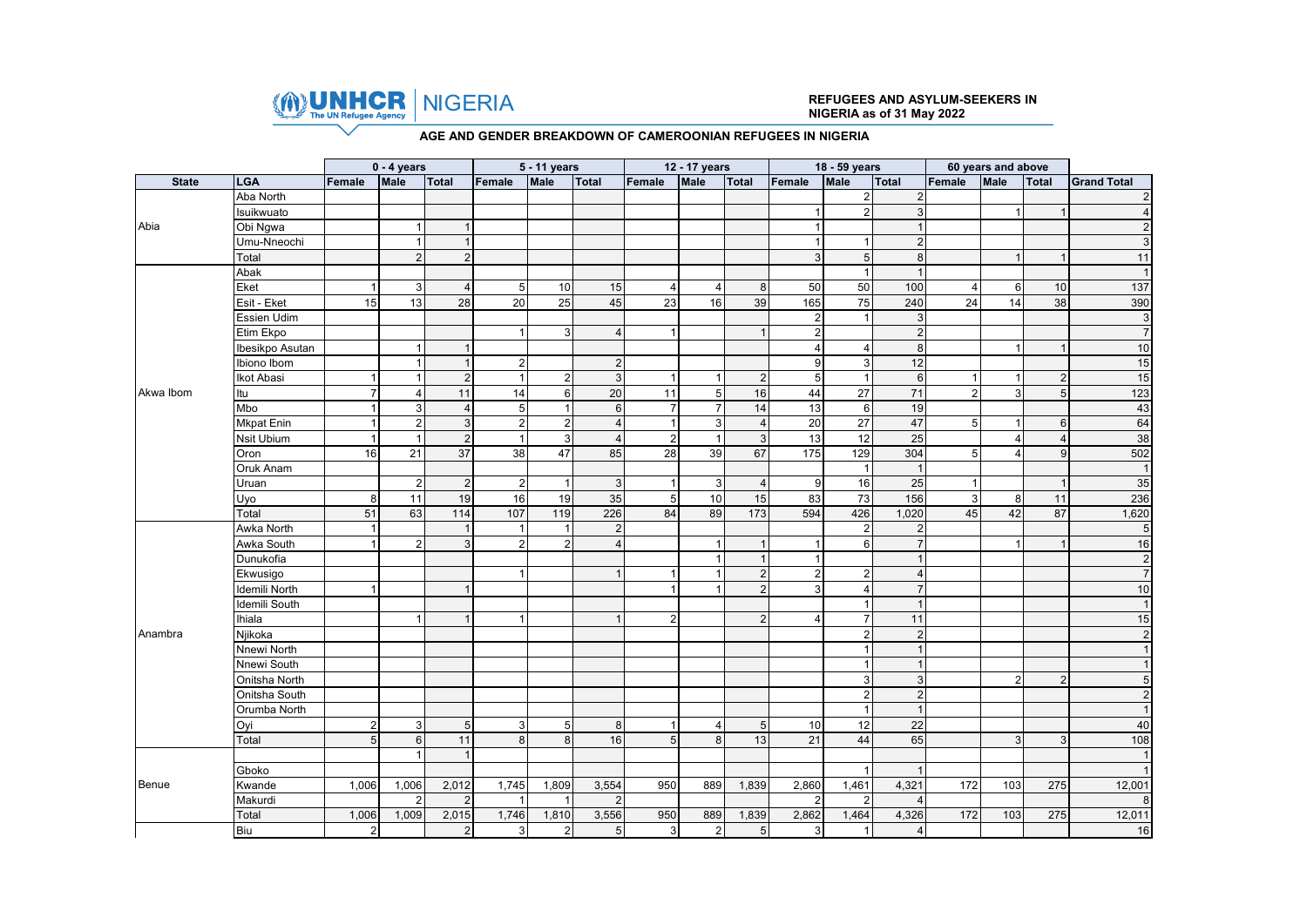UNHCR | NIGERIA

**REFUGEES AND ASYLUM-SEEKERS IN NIGERIA as of 31 May 2022**

## AGE AND GENDER BREAKDOWN OF CAMEROONIAN REFUGEES IN NIGERIA

| | | 0 - 4 years | | | 5 - 11 years | | | 12 - 17 years | | | 18 - 59 years | | | 60 years and above | | | |
|---|---|---|---|---|---|---|---|---|---|---|---|---|---|---|---|---|---|
| **State** | **LGA** | **Female** | **Male** | **Total** | **Female** | **Male** | **Total** | **Female** | **Male** | **Total** | **Female** | **Male** | **Total** | **Female** | **Male** | **Total** | **Grand Total** |
| Abia | Aba North | | | | | | | | | | | 2 | 2 | | | | 2 |
| | Isuikwuato | | | | | | | | | | 1 | 2 | 3 | | 1 | 1 | 4 |
| | Obi Ngwa | | 1 | 1 | | | | | | | 1 | | 1 | | | | 2 |
| | Umu-Nneochi | | 1 | 1 | | | | | | | 1 | 1 | 2 | | | | 3 |
| | Total | | 2 | 2 | | | | | | | 3 | 5 | 8 | | 1 | 1 | 11 |
| Akwa Ibom | Abak | | | | | | | | | | | 1 | 1 | | | | 1 |
| | Eket | 1 | 3 | 4 | 5 | 10 | 15 | 4 | 4 | 8 | 50 | 50 | 100 | 4 | 6 | 10 | 137 |
| | Esit - Eket | 15 | 13 | 28 | 20 | 25 | 45 | 23 | 16 | 39 | 165 | 75 | 240 | 24 | 14 | 38 | 390 |
| | Essien Udim | | | | | | | | | | 2 | 1 | 3 | | | | 3 |
| | Etim Ekpo | | | | 1 | 3 | 4 | 1 | | 1 | 2 | | 2 | | | | 7 |
| | Ibesikpo Asutan | | 1 | 1 | | | | | | | 4 | 4 | 8 | | 1 | 1 | 10 |
| | Ibiono Ibom | | 1 | 1 | 2 | | 2 | | | | 9 | 3 | 12 | | | | 15 |
| | Ikot Abasi | 1 | 1 | 2 | 1 | 2 | 3 | 1 | 1 | 2 | 5 | 1 | 6 | 1 | 1 | 2 | 15 |
| | Itu | 7 | 4 | 11 | 14 | 6 | 20 | 11 | 5 | 16 | 44 | 27 | 71 | 2 | 3 | 5 | 123 |
| | Mbo | 1 | 3 | 4 | 5 | 1 | 6 | 7 | 7 | 14 | 13 | 6 | 19 | | | | 43 |
| | Mkpat Enin | 1 | 2 | 3 | 2 | 2 | 4 | 1 | 3 | 4 | 20 | 27 | 47 | 5 | 1 | 6 | 64 |
| | Nsit Ubium | 1 | 1 | 2 | 1 | 3 | 4 | 2 | 1 | 3 | 13 | 12 | 25 | | 4 | 4 | 38 |
| | Oron | 16 | 21 | 37 | 38 | 47 | 85 | 28 | 39 | 67 | 175 | 129 | 304 | 5 | 4 | 9 | 502 |
| | Oruk Anam | | | | | | | | | | | 1 | 1 | | | | 1 |
| | Uruan | | 2 | 2 | 2 | 1 | 3 | 1 | 3 | 4 | 9 | 16 | 25 | 1 | | 1 | 35 |
| | Uyo | 8 | 11 | 19 | 16 | 19 | 35 | 5 | 10 | 15 | 83 | 73 | 156 | 3 | 8 | 11 | 236 |
| | Total | 51 | 63 | 114 | 107 | 119 | 226 | 84 | 89 | 173 | 594 | 426 | 1,020 | 45 | 42 | 87 | 1,620 |
| Anambra | Awka North | 1 | | 1 | 1 | 1 | 2 | | | | | 2 | 2 | | | | 5 |
| | Awka South | 1 | 2 | 3 | 2 | 2 | 4 | | 1 | 1 | 1 | 6 | 7 | | 1 | 1 | 16 |
| | Dunukofia | | | | | | | | 1 | 1 | 1 | | 1 | | | | 2 |
| | Ekwusigo | | | | 1 | | 1 | 1 | 1 | 2 | 2 | 2 | 4 | | | | 7 |
| | Idemili North | 1 | | 1 | | | | 1 | 1 | 2 | 3 | 4 | 7 | | | | 10 |
| | Idemili South | | | | | | | | | | | 1 | 1 | | | | 1 |
| | Ihiala | | 1 | 1 | 1 | | 1 | 2 | | 2 | 4 | 7 | 11 | | | | 15 |
| | Njikoka | | | | | | | | | | | 2 | 2 | | | | 2 |
| | Nnewi North | | | | | | | | | | | 1 | 1 | | | | 1 |
| | Nnewi South | | | | | | | | | | | 1 | 1 | | | | 1 |
| | Onitsha North | | | | | | | | | | | 3 | 3 | | 2 | 2 | 5 |
| | Onitsha South | | | | | | | | | | | 2 | 2 | | | | 2 |
| | Orumba North | | | | | | | | | | | 1 | 1 | | | | 1 |
| | Oyi | 2 | 3 | 5 | 3 | 5 | 8 | 1 | 4 | 5 | 10 | 12 | 22 | | | | 40 |
| | Total | 5 | 6 | 11 | 8 | 8 | 16 | 5 | 8 | 13 | 21 | 44 | 65 | | 3 | 3 | 108 |
| Benue | | | 1 | 1 | | | | | | | | | | | | | 1 |
| | Gboko | | | | | | | | | | | 1 | 1 | | | | 1 |
| | Kwande | 1,006 | 1,006 | 2,012 | 1,745 | 1,809 | 3,554 | 950 | 889 | 1,839 | 2,860 | 1,461 | 4,321 | 172 | 103 | 275 | 12,001 |
| | Makurdi | | 2 | 2 | 1 | 1 | 2 | | | | 2 | 2 | 4 | | | | 8 |
| | Total | 1,006 | 1,009 | 2,015 | 1,746 | 1,810 | 3,556 | 950 | 889 | 1,839 | 2,862 | 1,464 | 4,326 | 172 | 103 | 275 | 12,011 |
| | Biu | 2 | | 2 | 3 | 2 | 5 | 3 | 2 | 5 | 3 | 1 | 4 | | | | 16 |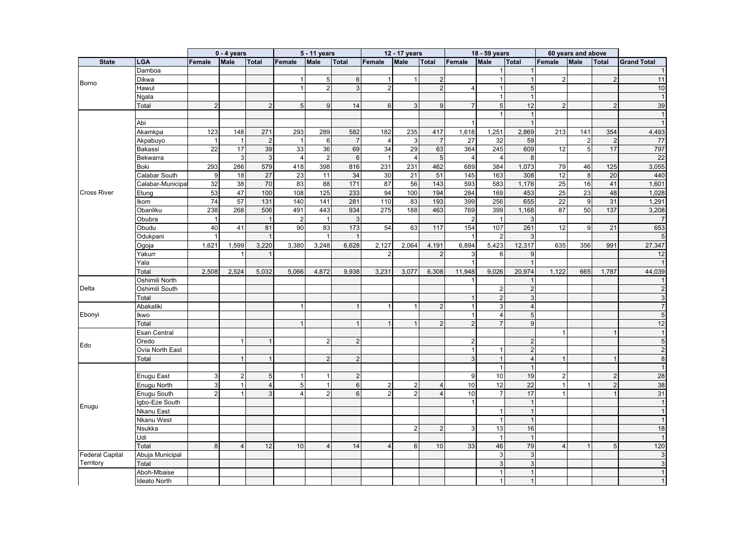| State | LGA | 0 - 4 years | | | 5 - 11 years | | | 12 - 17 years | | | 18 - 59 years | | | 60 years and above | | | |
|---|---|---|---|---|---|---|---|---|---|---|---|---|---|---|---|---|---|
| | | Female | Male | Total | Female | Male | Total | Female | Male | Total | Female | Male | Total | Female | Male | Total | Grand Total |
| Borno | Damboa | | | | | | | | | | | 1 | 1 | | | | 1 |
| | Dikwa | | | | 1 | 5 | 6 | 1 | 1 | 2 | | 1 | 1 | 2 | | 2 | 11 |
| | Hawul | | | | 1 | 2 | 3 | 2 | | 2 | 4 | 1 | 5 | | | | 10 |
| | Ngala | | | | | | | | | | | 1 | 1 | | | | 1 |
| | Total | 2 | | 2 | 5 | 9 | 14 | 6 | 3 | 9 | 7 | 5 | 12 | 2 | | 2 | 39 |
| Cross River | | | | | | | | | | | | 1 | 1 | | | | 1 |
| | Abi | | | | | | | | | | 1 | | 1 | | | | 1 |
| | Akamkpa | 123 | 148 | 271 | 293 | 289 | 582 | 182 | 235 | 417 | 1,618 | 1,251 | 2,869 | 213 | 141 | 354 | 4,493 |
| | Akpabuyo | 1 | 1 | 2 | 1 | 6 | 7 | 4 | 3 | 7 | 27 | 32 | 59 | | 2 | 2 | 77 |
| | Bakassi | 22 | 17 | 39 | 33 | 36 | 69 | 34 | 29 | 63 | 364 | 245 | 609 | 12 | 5 | 17 | 797 |
| | Bekwarra | | 3 | 3 | 4 | 2 | 6 | 1 | 4 | 5 | 4 | 4 | 8 | | | | 22 |
| | Boki | 293 | 286 | 579 | 418 | 398 | 816 | 231 | 231 | 462 | 689 | 384 | 1,073 | 79 | 46 | 125 | 3,055 |
| | Calabar South | 9 | 18 | 27 | 23 | 11 | 34 | 30 | 21 | 51 | 145 | 163 | 308 | 12 | 8 | 20 | 440 |
| | Calabar-Municipal | 32 | 38 | 70 | 83 | 88 | 171 | 87 | 56 | 143 | 593 | 583 | 1,176 | 25 | 16 | 41 | 1,601 |
| | Etung | 53 | 47 | 100 | 108 | 125 | 233 | 94 | 100 | 194 | 284 | 169 | 453 | 25 | 23 | 48 | 1,028 |
| | Ikom | 74 | 57 | 131 | 140 | 141 | 281 | 110 | 83 | 193 | 399 | 256 | 655 | 22 | 9 | 31 | 1,291 |
| | Obanliku | 238 | 268 | 506 | 491 | 443 | 934 | 275 | 188 | 463 | 769 | 399 | 1,168 | 87 | 50 | 137 | 3,208 |
| | Obubra | 1 | | 1 | 2 | 1 | 3 | | | | 2 | 1 | 3 | | | | 7 |
| | Obudu | 40 | 41 | 81 | 90 | 83 | 173 | 54 | 63 | 117 | 154 | 107 | 261 | 12 | 9 | 21 | 653 |
| | Odukpani | 1 | | 1 | | 1 | 1 | | | | 1 | 2 | 3 | | | | 5 |
| | Ogoja | 1,621 | 1,599 | 3,220 | 3,380 | 3,248 | 6,628 | 2,127 | 2,064 | 4,191 | 6,894 | 5,423 | 12,317 | 635 | 356 | 991 | 27,347 |
| | Yakurr | | 1 | 1 | | | | 2 | | 2 | 3 | 6 | 9 | | | | 12 |
| | Yala | | | | | | | | | | 1 | | 1 | | | | 1 |
| | Total | 2,508 | 2,524 | 5,032 | 5,066 | 4,872 | 9,938 | 3,231 | 3,077 | 6,308 | 11,948 | 9,026 | 20,974 | 1,122 | 665 | 1,787 | 44,039 |
| Delta | Oshimili North | | | | | | | | | | 1 | | 1 | | | | 1 |
| | Oshimili South | | | | | | | | | | | 2 | 2 | | | | 2 |
| | Total | | | | | | | | | | 1 | 2 | 3 | | | | 3 |
| Ebonyi | Abakaliki | | | | 1 | | 1 | 1 | 1 | 2 | 1 | 3 | 4 | | | | 7 |
| | Ikwo | | | | | | | | | | 1 | 4 | 5 | | | | 5 |
| | Total | | | | 1 | | 1 | 1 | 1 | 2 | 2 | 7 | 9 | | | | 12 |
| Edo | Esan Central | | | | | | | | | | | | | 1 | | 1 | 1 |
| | Oredo | | 1 | 1 | | 2 | 2 | | | | 2 | | 2 | | | | 5 |
| | Ovia North East | | | | | | | | | | 1 | 1 | 2 | | | | 2 |
| | Total | | 1 | 1 | | 2 | 2 | | | | 3 | 1 | 4 | 1 | | 1 | 8 |
| Enugu | | | | | | | | | | | | 1 | 1 | | | | 1 |
| | Enugu East | 3 | 2 | 5 | 1 | 1 | 2 | | | | 9 | 10 | 19 | 2 | | 2 | 28 |
| | Enugu North | 3 | 1 | 4 | 5 | 1 | 6 | 2 | 2 | 4 | 10 | 12 | 22 | 1 | 1 | 2 | 38 |
| | Enugu South | 2 | 1 | 3 | 4 | 2 | 6 | 2 | 2 | 4 | 10 | 7 | 17 | 1 | | 1 | 31 |
| | Igbo-Eze South | | | | | | | | | | 1 | | 1 | | | | 1 |
| | Nkanu East | | | | | | | | | | | 1 | 1 | | | | 1 |
| | Nkanu West | | | | | | | | | | | 1 | 1 | | | | 1 |
| | Nsukka | | | | | | | | 2 | 2 | 3 | 13 | 16 | | | | 18 |
| | Udi | | | | | | | | | | | 1 | 1 | | | | 1 |
| | Total | 8 | 4 | 12 | 10 | 4 | 14 | 4 | 6 | 10 | 33 | 46 | 79 | 4 | 1 | 5 | 120 |
| Federal Capital Territory | Abuja Municipal | | | | | | | | | | | 3 | 3 | | | | 3 |
| | Total | | | | | | | | | | | 3 | 3 | | | | 3 |
| | Aboh-Mbaise | | | | | | | | | | | 1 | 1 | | | | 1 |
| | Ideato North | | | | | | | | | | | 1 | 1 | | | | 1 |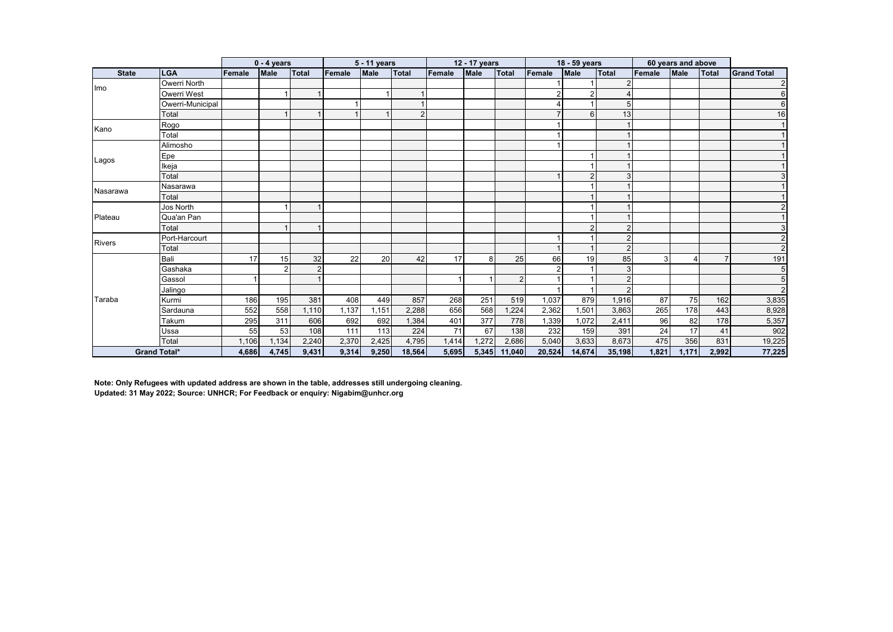| | | 0 - 4 years | | | 5 - 11 years | | | 12 - 17 years | | | 18 - 59 years | | | 60 years and above | | | |
|---|---|---|---|---|---|---|---|---|---|---|---|---|---|---|---|---|---|
| **State** | **LGA** | **Female** | **Male** | **Total** | **Female** | **Male** | **Total** | **Female** | **Male** | **Total** | **Female** | **Male** | **Total** | **Female** | **Male** | **Total** | **Grand Total** |
| Imo | Owerri North | | | | | | | | | | 1 | 1 | 2 | | | | 2 |
| | Owerri West | | 1 | 1 | | 1 | 1 | | | | 2 | 2 | 4 | | | | 6 |
| | Owerri-Municipal | | | | 1 | | 1 | | | | 4 | 1 | 5 | | | | 6 |
| | Total | | 1 | 1 | 1 | 1 | 2 | | | | 7 | 6 | 13 | | | | 16 |
| Kano | Rogo | | | | | | | | | | 1 | | 1 | | | | 1 |
| | Total | | | | | | | | | | 1 | | 1 | | | | 1 |
| Lagos | Alimosho | | | | | | | | | | 1 | | 1 | | | | 1 |
| | Epe | | | | | | | | | | | 1 | 1 | | | | 1 |
| | Ikeja | | | | | | | | | | | 1 | 1 | | | | 1 |
| | Total | | | | | | | | | | 1 | 2 | 3 | | | | 3 |
| Nasarawa | Nasarawa | | | | | | | | | | | 1 | 1 | | | | 1 |
| | Total | | | | | | | | | | | 1 | 1 | | | | 1 |
| Plateau | Jos North | | 1 | 1 | | | | | | | | 1 | 1 | | | | 2 |
| | Qua'an Pan | | | | | | | | | | | 1 | 1 | | | | 1 |
| | Total | | 1 | 1 | | | | | | | | 2 | 2 | | | | 3 |
| Rivers | Port-Harcourt | | | | | | | | | | 1 | 1 | 2 | | | | 2 |
| | Total | | | | | | | | | | 1 | 1 | 2 | | | | 2 |
| Taraba | Bali | 17 | 15 | 32 | 22 | 20 | 42 | 17 | 8 | 25 | 66 | 19 | 85 | 3 | 4 | 7 | 191 |
| | Gashaka | | 2 | 2 | | | | | | | 2 | 1 | 3 | | | | 5 |
| | Gassol | 1 | | 1 | | | | 1 | 1 | 2 | 1 | 1 | 2 | | | | 5 |
| | Jalingo | | | | | | | | | | 1 | 1 | 2 | | | | 2 |
| | Kurmi | 186 | 195 | 381 | 408 | 449 | 857 | 268 | 251 | 519 | 1,037 | 879 | 1,916 | 87 | 75 | 162 | 3,835 |
| | Sardauna | 552 | 558 | 1,110 | 1,137 | 1,151 | 2,288 | 656 | 568 | 1,224 | 2,362 | 1,501 | 3,863 | 265 | 178 | 443 | 8,928 |
| | Takum | 295 | 311 | 606 | 692 | 692 | 1,384 | 401 | 377 | 778 | 1,339 | 1,072 | 2,411 | 96 | 82 | 178 | 5,357 |
| | Ussa | 55 | 53 | 108 | 111 | 113 | 224 | 71 | 67 | 138 | 232 | 159 | 391 | 24 | 17 | 41 | 902 |
| | Total | 1,106 | 1,134 | 2,240 | 2,370 | 2,425 | 4,795 | 1,414 | 1,272 | 2,686 | 5,040 | 3,633 | 8,673 | 475 | 356 | 831 | 19,225 |
| **Grand Total*** | | **4,686** | **4,745** | **9,431** | **9,314** | **9,250** | **18,564** | **5,695** | **5,345** | **11,040** | **20,524** | **14,674** | **35,198** | **1,821** | **1,171** | **2,992** | **77,225** |

**Note: Only Refugees with updated address are shown in the table, addresses still undergoing cleaning.**
**Updated: 31 May 2022; Source: UNHCR; For Feedback or enquiry: Nigabim@unhcr.org**